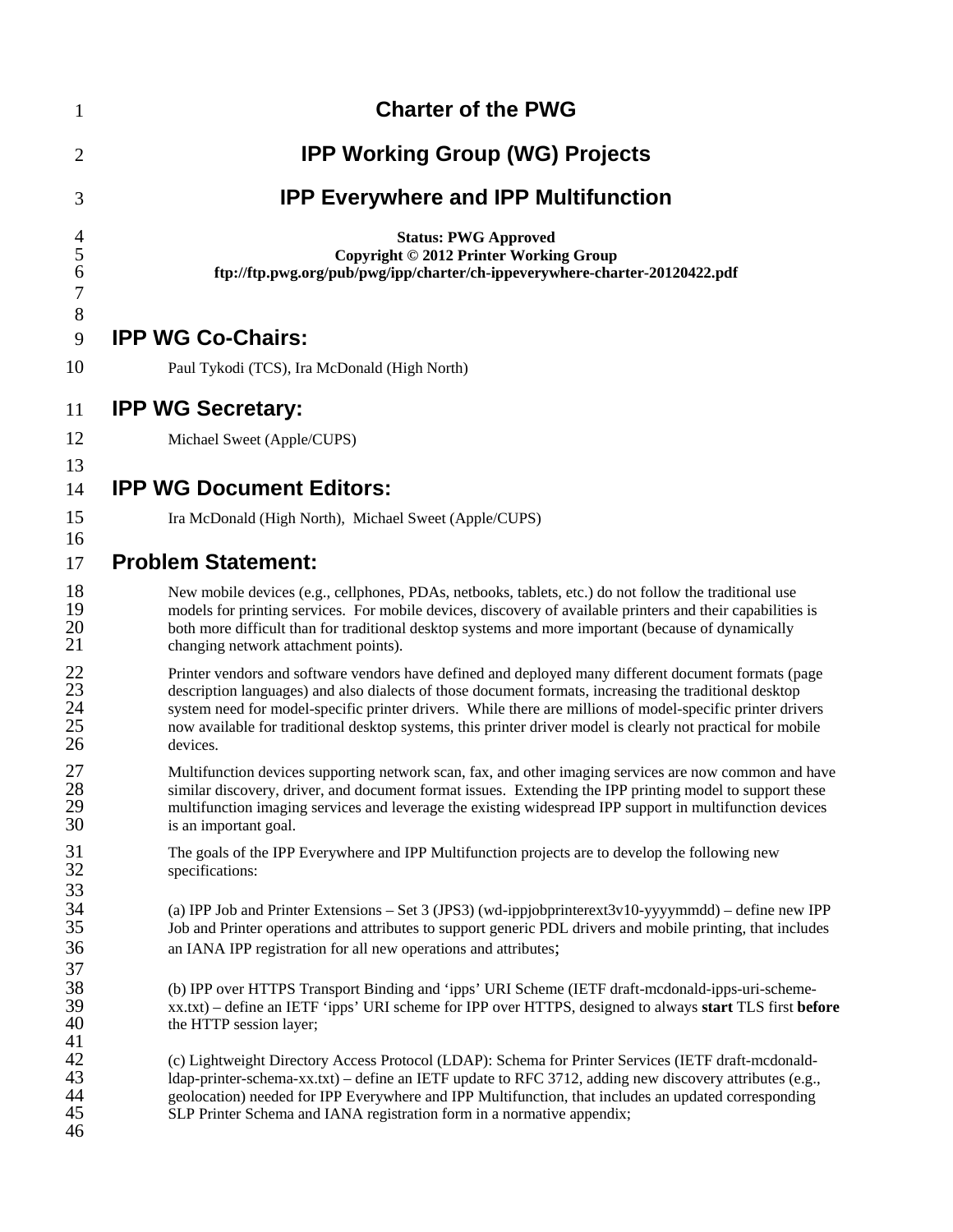# Charter of the PWG

# IPP Working Group (WG) Projects

# IPP Everywhere and IPP Multifunction

**Status: PWG Approved**
**Copyright © 2012 Printer Working Group**
**ftp://ftp.pwg.org/pub/pwg/ipp/charter/ch-ippeverywhere-charter-20120422.pdf**

## IPP WG Co-Chairs:

Paul Tykodi (TCS), Ira McDonald (High North)

## IPP WG Secretary:

Michael Sweet (Apple/CUPS)

## IPP WG Document Editors:

Ira McDonald (High North), Michael Sweet (Apple/CUPS)

## Problem Statement:

New mobile devices (e.g., cellphones, PDAs, netbooks, tablets, etc.) do not follow the traditional use models for printing services. For mobile devices, discovery of available printers and their capabilities is both more difficult than for traditional desktop systems and more important (because of dynamically changing network attachment points).

Printer vendors and software vendors have defined and deployed many different document formats (page description languages) and also dialects of those document formats, increasing the traditional desktop system need for model-specific printer drivers. While there are millions of model-specific printer drivers now available for traditional desktop systems, this printer driver model is clearly not practical for mobile devices.

Multifunction devices supporting network scan, fax, and other imaging services are now common and have similar discovery, driver, and document format issues. Extending the IPP printing model to support these multifunction imaging services and leverage the existing widespread IPP support in multifunction devices is an important goal.

The goals of the IPP Everywhere and IPP Multifunction projects are to develop the following new specifications:

(a) IPP Job and Printer Extensions – Set 3 (JPS3) (wd-ippjobprinterext3v10-yyyymmdd) – define new IPP Job and Printer operations and attributes to support generic PDL drivers and mobile printing, that includes an IANA IPP registration for all new operations and attributes;

(b) IPP over HTTPS Transport Binding and 'ipps' URI Scheme (IETF draft-mcdonald-ipps-uri-scheme-xx.txt) – define an IETF 'ipps' URI scheme for IPP over HTTPS, designed to always **start** TLS first **before** the HTTP session layer;

(c) Lightweight Directory Access Protocol (LDAP): Schema for Printer Services (IETF draft-mcdonald-ldap-printer-schema-xx.txt) – define an IETF update to RFC 3712, adding new discovery attributes (e.g., geolocation) needed for IPP Everywhere and IPP Multifunction, that includes an updated corresponding SLP Printer Schema and IANA registration form in a normative appendix;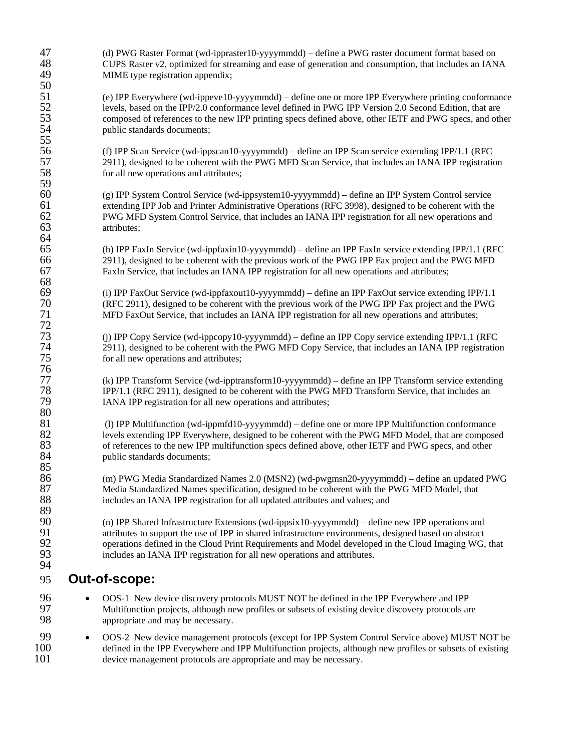(d) PWG Raster Format (wd-ippraster10-yyyymmdd) – define a PWG raster document format based on CUPS Raster v2, optimized for streaming and ease of generation and consumption, that includes an IANA MIME type registration appendix;

(e) IPP Everywhere (wd-ippeve10-yyyymmdd) – define one or more IPP Everywhere printing conformance levels, based on the IPP/2.0 conformance level defined in PWG IPP Version 2.0 Second Edition, that are composed of references to the new IPP printing specs defined above, other IETF and PWG specs, and other public standards documents;

(f) IPP Scan Service (wd-ippscan10-yyyymmdd) – define an IPP Scan service extending IPP/1.1 (RFC 2911), designed to be coherent with the PWG MFD Scan Service, that includes an IANA IPP registration for all new operations and attributes;

(g) IPP System Control Service (wd-ippsystem10-yyyymmdd) – define an IPP System Control service extending IPP Job and Printer Administrative Operations (RFC 3998), designed to be coherent with the PWG MFD System Control Service, that includes an IANA IPP registration for all new operations and attributes;

(h) IPP FaxIn Service (wd-ippfaxin10-yyyymmdd) – define an IPP FaxIn service extending IPP/1.1 (RFC 2911), designed to be coherent with the previous work of the PWG IPP Fax project and the PWG MFD FaxIn Service, that includes an IANA IPP registration for all new operations and attributes;

(i) IPP FaxOut Service (wd-ippfaxout10-yyyymmdd) – define an IPP FaxOut service extending IPP/1.1 (RFC 2911), designed to be coherent with the previous work of the PWG IPP Fax project and the PWG MFD FaxOut Service, that includes an IANA IPP registration for all new operations and attributes;

(j) IPP Copy Service (wd-ippcopy10-yyyymmdd) – define an IPP Copy service extending IPP/1.1 (RFC 2911), designed to be coherent with the PWG MFD Copy Service, that includes an IANA IPP registration for all new operations and attributes;

(k) IPP Transform Service (wd-ipptransform10-yyyymmdd) – define an IPP Transform service extending IPP/1.1 (RFC 2911), designed to be coherent with the PWG MFD Transform Service, that includes an IANA IPP registration for all new operations and attributes;

(l) IPP Multifunction (wd-ippmfd10-yyyymmdd) – define one or more IPP Multifunction conformance levels extending IPP Everywhere, designed to be coherent with the PWG MFD Model, that are composed of references to the new IPP multifunction specs defined above, other IETF and PWG specs, and other public standards documents;

(m) PWG Media Standardized Names 2.0 (MSN2) (wd-pwgmsn20-yyyymmdd) – define an updated PWG Media Standardized Names specification, designed to be coherent with the PWG MFD Model, that includes an IANA IPP registration for all updated attributes and values; and

(n) IPP Shared Infrastructure Extensions (wd-ippsix10-yyyymmdd) – define new IPP operations and attributes to support the use of IPP in shared infrastructure environments, designed based on abstract operations defined in the Cloud Print Requirements and Model developed in the Cloud Imaging WG, that includes an IANA IPP registration for all new operations and attributes.

## Out-of-scope:

- OOS-1 New device discovery protocols MUST NOT be defined in the IPP Everywhere and IPP Multifunction projects, although new profiles or subsets of existing device discovery protocols are appropriate and may be necessary.
- OOS-2 New device management protocols (except for IPP System Control Service above) MUST NOT be defined in the IPP Everywhere and IPP Multifunction projects, although new profiles or subsets of existing device management protocols are appropriate and may be necessary.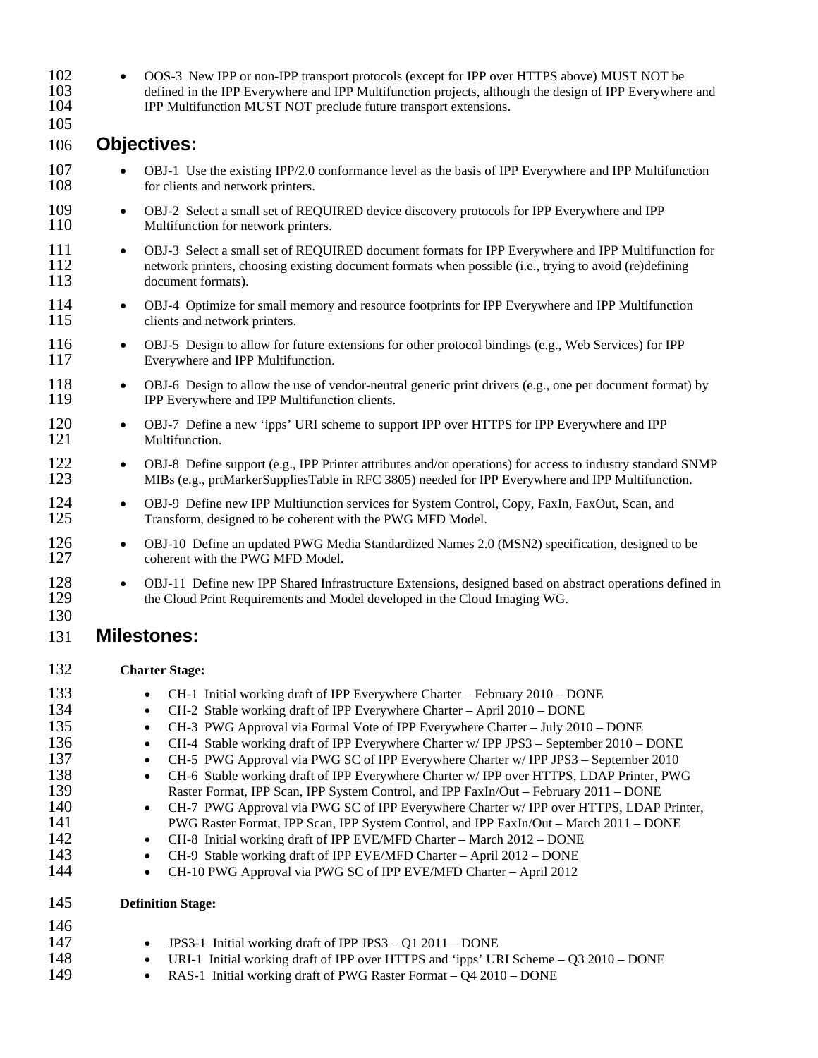- OOS-3 New IPP or non-IPP transport protocols (except for IPP over HTTPS above) MUST NOT be defined in the IPP Everywhere and IPP Multifunction projects, although the design of IPP Everywhere and IPP Multifunction MUST NOT preclude future transport extensions.

## Objectives:

- OBJ-1 Use the existing IPP/2.0 conformance level as the basis of IPP Everywhere and IPP Multifunction for clients and network printers.
- OBJ-2 Select a small set of REQUIRED device discovery protocols for IPP Everywhere and IPP Multifunction for network printers.
- OBJ-3 Select a small set of REQUIRED document formats for IPP Everywhere and IPP Multifunction for network printers, choosing existing document formats when possible (i.e., trying to avoid (re)defining document formats).
- OBJ-4 Optimize for small memory and resource footprints for IPP Everywhere and IPP Multifunction clients and network printers.
- OBJ-5 Design to allow for future extensions for other protocol bindings (e.g., Web Services) for IPP Everywhere and IPP Multifunction.
- OBJ-6 Design to allow the use of vendor-neutral generic print drivers (e.g., one per document format) by IPP Everywhere and IPP Multifunction clients.
- OBJ-7 Define a new 'ipps' URI scheme to support IPP over HTTPS for IPP Everywhere and IPP Multifunction.
- OBJ-8 Define support (e.g., IPP Printer attributes and/or operations) for access to industry standard SNMP MIBs (e.g., prtMarkerSuppliesTable in RFC 3805) needed for IPP Everywhere and IPP Multifunction.
- OBJ-9 Define new IPP Multiunction services for System Control, Copy, FaxIn, FaxOut, Scan, and Transform, designed to be coherent with the PWG MFD Model.
- OBJ-10 Define an updated PWG Media Standardized Names 2.0 (MSN2) specification, designed to be coherent with the PWG MFD Model.
- OBJ-11 Define new IPP Shared Infrastructure Extensions, designed based on abstract operations defined in the Cloud Print Requirements and Model developed in the Cloud Imaging WG.

## Milestones:

**Charter Stage:**

- CH-1 Initial working draft of IPP Everywhere Charter – February 2010 – DONE
- CH-2 Stable working draft of IPP Everywhere Charter – April 2010 – DONE
- CH-3 PWG Approval via Formal Vote of IPP Everywhere Charter – July 2010 – DONE
- CH-4 Stable working draft of IPP Everywhere Charter w/ IPP JPS3 – September 2010 – DONE
- CH-5 PWG Approval via PWG SC of IPP Everywhere Charter w/ IPP JPS3 – September 2010
- CH-6 Stable working draft of IPP Everywhere Charter w/ IPP over HTTPS, LDAP Printer, PWG Raster Format, IPP Scan, IPP System Control, and IPP FaxIn/Out – February 2011 – DONE
- CH-7 PWG Approval via PWG SC of IPP Everywhere Charter w/ IPP over HTTPS, LDAP Printer, PWG Raster Format, IPP Scan, IPP System Control, and IPP FaxIn/Out – March 2011 – DONE
- CH-8 Initial working draft of IPP EVE/MFD Charter – March 2012 – DONE
- CH-9 Stable working draft of IPP EVE/MFD Charter – April 2012 – DONE
- CH-10 PWG Approval via PWG SC of IPP EVE/MFD Charter – April 2012

**Definition Stage:**

- JPS3-1 Initial working draft of IPP JPS3 – Q1 2011 – DONE
- URI-1 Initial working draft of IPP over HTTPS and 'ipps' URI Scheme – Q3 2010 – DONE
- RAS-1 Initial working draft of PWG Raster Format – Q4 2010 – DONE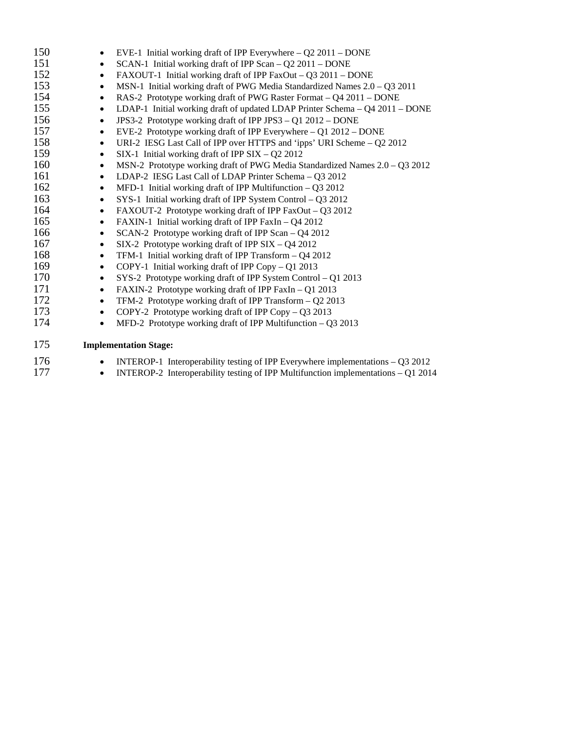- EVE-1 Initial working draft of IPP Everywhere – Q2 2011 – DONE
- SCAN-1 Initial working draft of IPP Scan – Q2 2011 – DONE
- FAXOUT-1 Initial working draft of IPP FaxOut – Q3 2011 – DONE
- MSN-1 Initial working draft of PWG Media Standardized Names 2.0 – Q3 2011
- RAS-2 Prototype working draft of PWG Raster Format – Q4 2011 – DONE
- LDAP-1 Initial working draft of updated LDAP Printer Schema – Q4 2011 – DONE
- JPS3-2 Prototype working draft of IPP JPS3 – Q1 2012 – DONE
- EVE-2 Prototype working draft of IPP Everywhere – Q1 2012 – DONE
- URI-2 IESG Last Call of IPP over HTTPS and 'ipps' URI Scheme – Q2 2012
- SIX-1 Initial working draft of IPP SIX – Q2 2012
- MSN-2 Prototype working draft of PWG Media Standardized Names 2.0 – Q3 2012
- LDAP-2 IESG Last Call of LDAP Printer Schema – Q3 2012
- MFD-1 Initial working draft of IPP Multifunction – Q3 2012
- SYS-1 Initial working draft of IPP System Control – Q3 2012
- FAXOUT-2 Prototype working draft of IPP FaxOut – Q3 2012
- FAXIN-1 Initial working draft of IPP FaxIn – Q4 2012
- SCAN-2 Prototype working draft of IPP Scan – Q4 2012
- SIX-2 Prototype working draft of IPP SIX – Q4 2012
- TFM-1 Initial working draft of IPP Transform – Q4 2012
- COPY-1 Initial working draft of IPP Copy – Q1 2013
- SYS-2 Prototype working draft of IPP System Control – Q1 2013
- FAXIN-2 Prototype working draft of IPP FaxIn – Q1 2013
- TFM-2 Prototype working draft of IPP Transform – Q2 2013
- COPY-2 Prototype working draft of IPP Copy – Q3 2013
- MFD-2 Prototype working draft of IPP Multifunction – Q3 2013

**Implementation Stage:**

- INTEROP-1 Interoperability testing of IPP Everywhere implementations – Q3 2012
- INTEROP-2 Interoperability testing of IPP Multifunction implementations – Q1 2014